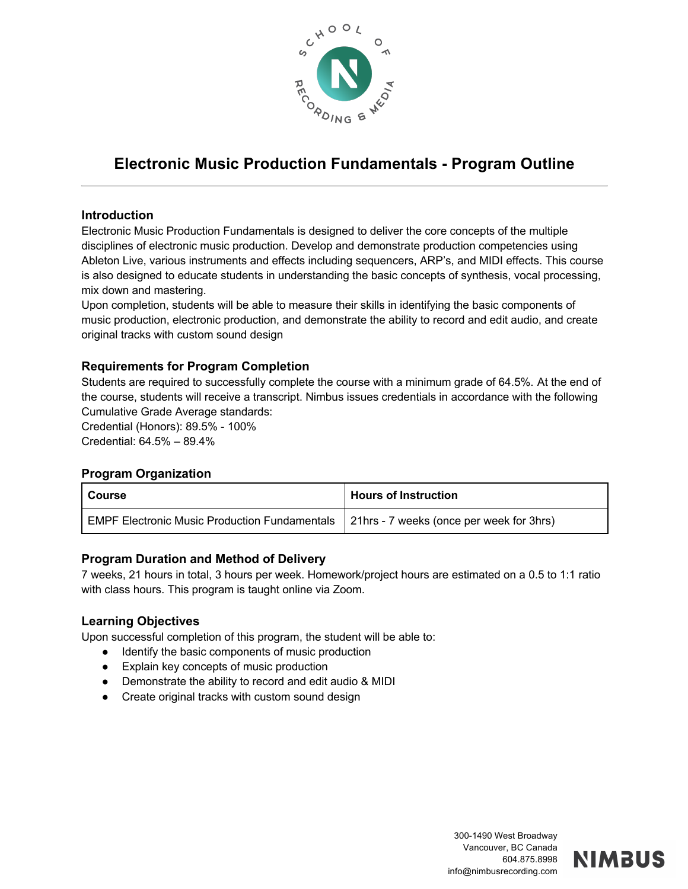# Electronic Music Production Fundamentals - Program Outline

### Introduction

Electronic Music Production Fundamentals is designed to deliver the core concepts of the multiple disciplines of electronic music production. Develop and demonstrate production competencies using Ableton Live, various instruments and effects including sequencers, ARP's, and MIDI effects. This course is also designed to educate students in understanding the basic concepts of synthesis, vocal processing, mix down and mastering.

Upon completion, students will be able to measure their skills in identifying the basic components of music production, electronic production, and demonstrate the ability to record and edit audio, and create original tracks with custom sound design

### Requirements for Program Completion

Students are required to successfully complete the course with a minimum grade of 64.5%. At the end of the course, students will receive a transcript. Nimbus issues credentials in accordance with the following Cumulative Grade Average standards:

Credential (Honors): 89.5% - 100%

Credential: 64.5% – 89.4%

### Program Organization

| Course | Hours of Instruction |
| --- | --- |
| EMPF Electronic Music Production Fundamentals | 21hrs - 7 weeks (once per week for 3hrs) |

### Program Duration and Method of Delivery

7 weeks, 21 hours in total, 3 hours per week. Homework/project hours are estimated on a 0.5 to 1:1 ratio with class hours. This program is taught online via Zoom.

### Learning Objectives

Upon successful completion of this program, the student will be able to:

- Identify the basic components of music production
- Explain key concepts of music production
- Demonstrate the ability to record and edit audio & MIDI
- Create original tracks with custom sound design

300-1490 West Broadway
Vancouver, BC Canada
604.875.8998
info@nimbusrecording.com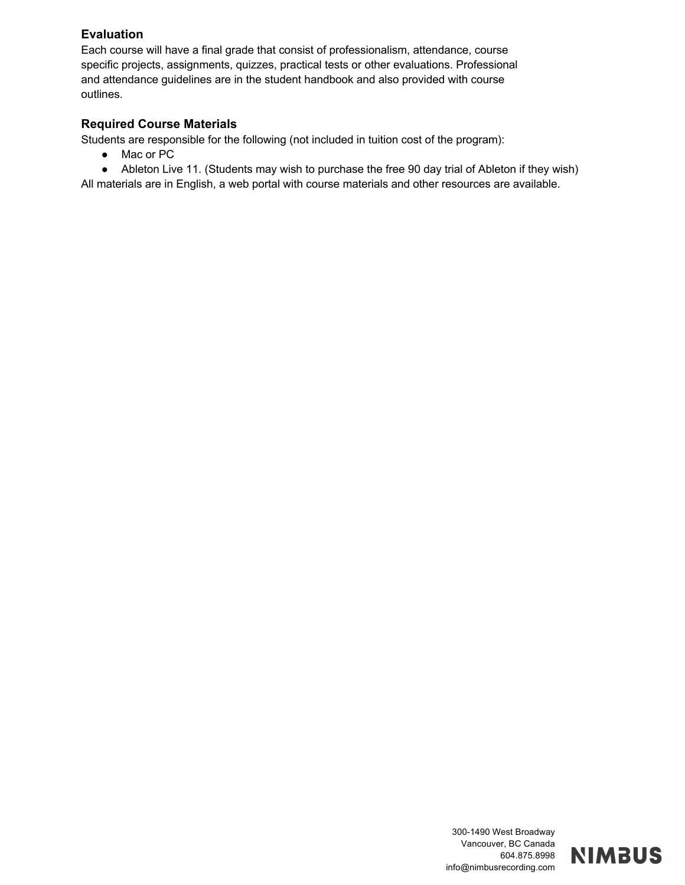### Evaluation

Each course will have a final grade that consist of professionalism, attendance, course specific projects, assignments, quizzes, practical tests or other evaluations. Professional and attendance guidelines are in the student handbook and also provided with course outlines.

### Required Course Materials

Students are responsible for the following (not included in tuition cost of the program):

- Mac or PC
- Ableton Live 11. (Students may wish to purchase the free 90 day trial of Ableton if they wish)

All materials are in English, a web portal with course materials and other resources are available.